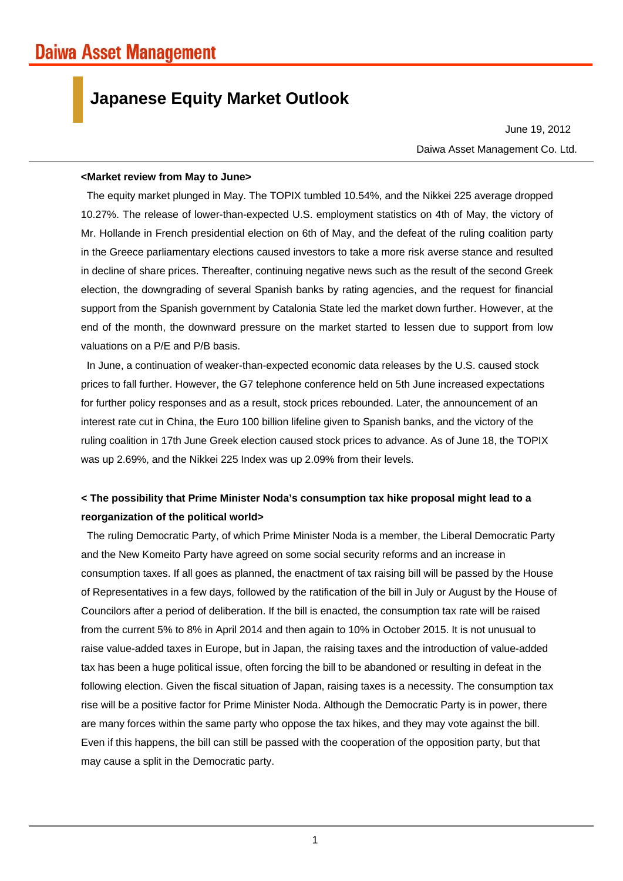Daiwa Asset Management

# Japanese Equity Market Outlook

June 19, 2012

Daiwa Asset Management Co. Ltd.

**<Market review from May to June>**

The equity market plunged in May. The TOPIX tumbled 10.54%, and the Nikkei 225 average dropped 10.27%. The release of lower-than-expected U.S. employment statistics on 4th of May, the victory of Mr. Hollande in French presidential election on 6th of May, and the defeat of the ruling coalition party in the Greece parliamentary elections caused investors to take a more risk averse stance and resulted in decline of share prices. Thereafter, continuing negative news such as the result of the second Greek election, the downgrading of several Spanish banks by rating agencies, and the request for financial support from the Spanish government by Catalonia State led the market down further. However, at the end of the month, the downward pressure on the market started to lessen due to support from low valuations on a P/E and P/B basis.

In June, a continuation of weaker-than-expected economic data releases by the U.S. caused stock prices to fall further. However, the G7 telephone conference held on 5th June increased expectations for further policy responses and as a result, stock prices rebounded. Later, the announcement of an interest rate cut in China, the Euro 100 billion lifeline given to Spanish banks, and the victory of the ruling coalition in 17th June Greek election caused stock prices to advance. As of June 18, the TOPIX was up 2.69%, and the Nikkei 225 Index was up 2.09% from their levels.

**< The possibility that Prime Minister Noda's consumption tax hike proposal might lead to a reorganization of the political world>**

The ruling Democratic Party, of which Prime Minister Noda is a member, the Liberal Democratic Party and the New Komeito Party have agreed on some social security reforms and an increase in consumption taxes. If all goes as planned, the enactment of tax raising bill will be passed by the House of Representatives in a few days, followed by the ratification of the bill in July or August by the House of Councilors after a period of deliberation. If the bill is enacted, the consumption tax rate will be raised from the current 5% to 8% in April 2014 and then again to 10% in October 2015. It is not unusual to raise value-added taxes in Europe, but in Japan, the raising taxes and the introduction of value-added tax has been a huge political issue, often forcing the bill to be abandoned or resulting in defeat in the following election. Given the fiscal situation of Japan, raising taxes is a necessity. The consumption tax rise will be a positive factor for Prime Minister Noda. Although the Democratic Party is in power, there are many forces within the same party who oppose the tax hikes, and they may vote against the bill. Even if this happens, the bill can still be passed with the cooperation of the opposition party, but that may cause a split in the Democratic party.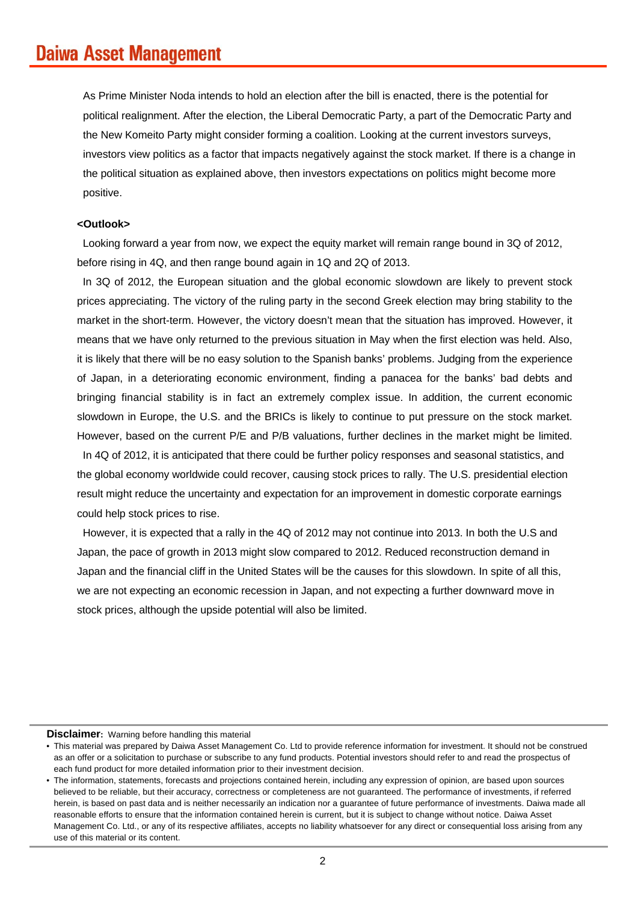As Prime Minister Noda intends to hold an election after the bill is enacted, there is the potential for political realignment. After the election, the Liberal Democratic Party, a part of the Democratic Party and the New Komeito Party might consider forming a coalition. Looking at the current investors surveys, investors view politics as a factor that impacts negatively against the stock market. If there is a change in the political situation as explained above, then investors expectations on politics might become more positive.

**<Outlook>**

Looking forward a year from now, we expect the equity market will remain range bound in 3Q of 2012, before rising in 4Q, and then range bound again in 1Q and 2Q of 2013.

In 3Q of 2012, the European situation and the global economic slowdown are likely to prevent stock prices appreciating. The victory of the ruling party in the second Greek election may bring stability to the market in the short-term. However, the victory doesn't mean that the situation has improved. However, it means that we have only returned to the previous situation in May when the first election was held. Also, it is likely that there will be no easy solution to the Spanish banks' problems. Judging from the experience of Japan, in a deteriorating economic environment, finding a panacea for the banks' bad debts and bringing financial stability is in fact an extremely complex issue. In addition, the current economic slowdown in Europe, the U.S. and the BRICs is likely to continue to put pressure on the stock market. However, based on the current P/E and P/B valuations, further declines in the market might be limited.

In 4Q of 2012, it is anticipated that there could be further policy responses and seasonal statistics, and the global economy worldwide could recover, causing stock prices to rally. The U.S. presidential election result might reduce the uncertainty and expectation for an improvement in domestic corporate earnings could help stock prices to rise.

However, it is expected that a rally in the 4Q of 2012 may not continue into 2013. In both the U.S and Japan, the pace of growth in 2013 might slow compared to 2012. Reduced reconstruction demand in Japan and the financial cliff in the United States will be the causes for this slowdown. In spite of all this, we are not expecting an economic recession in Japan, and not expecting a further downward move in stock prices, although the upside potential will also be limited.

**Disclaimer:** Warning before handling this material

- This material was prepared by Daiwa Asset Management Co. Ltd to provide reference information for investment. It should not be construed as an offer or a solicitation to purchase or subscribe to any fund products. Potential investors should refer to and read the prospectus of each fund product for more detailed information prior to their investment decision.
- The information, statements, forecasts and projections contained herein, including any expression of opinion, are based upon sources believed to be reliable, but their accuracy, correctness or completeness are not guaranteed. The performance of investments, if referred herein, is based on past data and is neither necessarily an indication nor a guarantee of future performance of investments. Daiwa made all reasonable efforts to ensure that the information contained herein is current, but it is subject to change without notice. Daiwa Asset Management Co. Ltd., or any of its respective affiliates, accepts no liability whatsoever for any direct or consequential loss arising from any use of this material or its content.